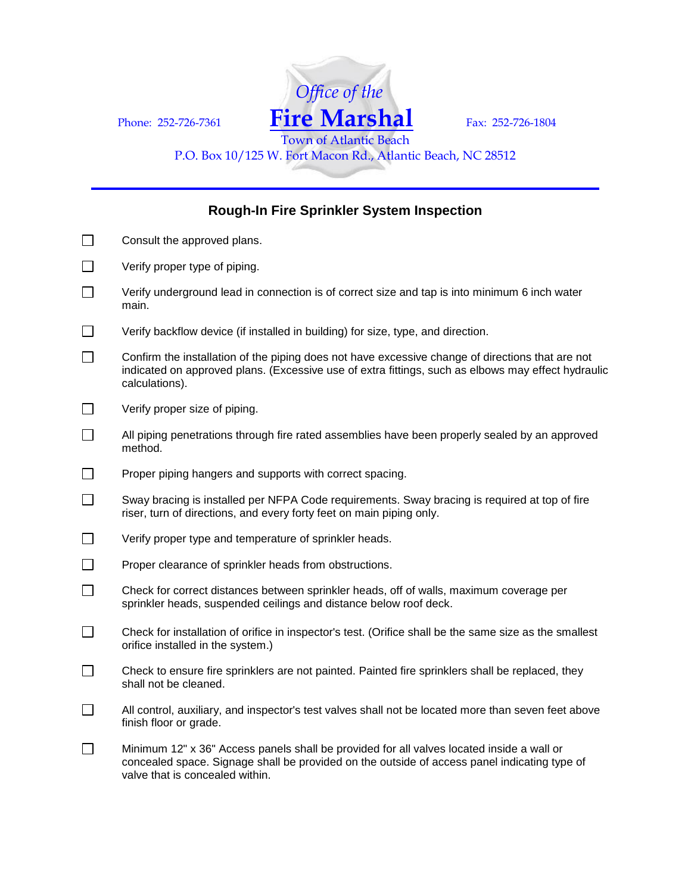Phone: 252-726-7361

*Office of the*

# Fire Marshal

Fax: 252-726-1804

Town of Atlantic Beach

P.O. Box 10/125 W. Fort Macon Rd., Atlantic Beach, NC 28512

---

## Rough-In Fire Sprinkler System Inspection

- ☐ Consult the approved plans.
- ☐ Verify proper type of piping.
- ☐ Verify underground lead in connection is of correct size and tap is into minimum 6 inch water main.
- ☐ Verify backflow device (if installed in building) for size, type, and direction.
- ☐ Confirm the installation of the piping does not have excessive change of directions that are not indicated on approved plans. (Excessive use of extra fittings, such as elbows may effect hydraulic calculations).
- ☐ Verify proper size of piping.
- ☐ All piping penetrations through fire rated assemblies have been properly sealed by an approved method.
- ☐ Proper piping hangers and supports with correct spacing.
- ☐ Sway bracing is installed per NFPA Code requirements. Sway bracing is required at top of fire riser, turn of directions, and every forty feet on main piping only.
- ☐ Verify proper type and temperature of sprinkler heads.
- ☐ Proper clearance of sprinkler heads from obstructions.
- ☐ Check for correct distances between sprinkler heads, off of walls, maximum coverage per sprinkler heads, suspended ceilings and distance below roof deck.
- ☐ Check for installation of orifice in inspector's test. (Orifice shall be the same size as the smallest orifice installed in the system.)
- ☐ Check to ensure fire sprinklers are not painted. Painted fire sprinklers shall be replaced, they shall not be cleaned.
- ☐ All control, auxiliary, and inspector's test valves shall not be located more than seven feet above finish floor or grade.
- ☐ Minimum 12" x 36" Access panels shall be provided for all valves located inside a wall or concealed space. Signage shall be provided on the outside of access panel indicating type of valve that is concealed within.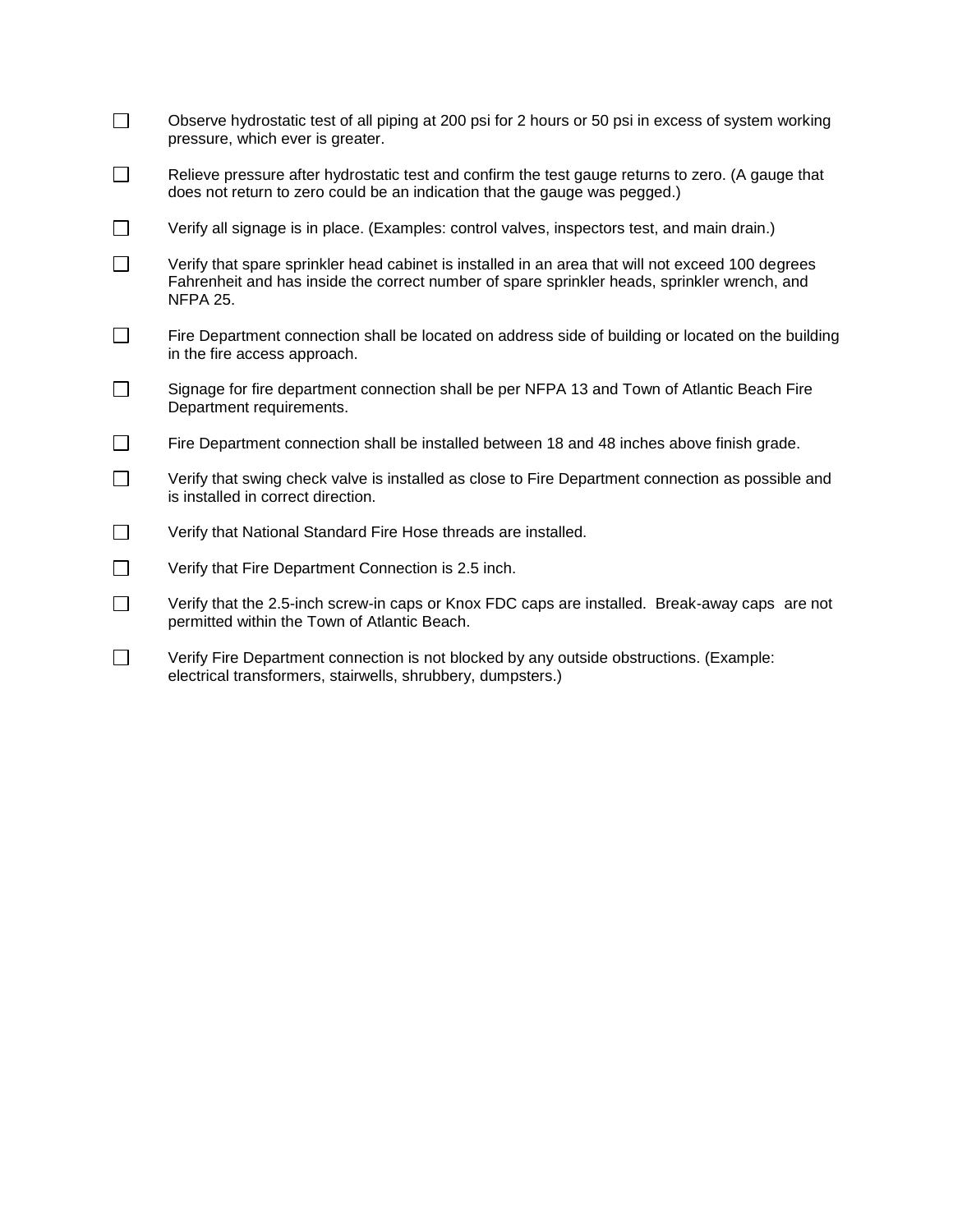- [ ] Observe hydrostatic test of all piping at 200 psi for 2 hours or 50 psi in excess of system working pressure, which ever is greater.

- [ ] Relieve pressure after hydrostatic test and confirm the test gauge returns to zero. (A gauge that does not return to zero could be an indication that the gauge was pegged.)

- [ ] Verify all signage is in place. (Examples: control valves, inspectors test, and main drain.)

- [ ] Verify that spare sprinkler head cabinet is installed in an area that will not exceed 100 degrees Fahrenheit and has inside the correct number of spare sprinkler heads, sprinkler wrench, and NFPA 25.

- [ ] Fire Department connection shall be located on address side of building or located on the building in the fire access approach.

- [ ] Signage for fire department connection shall be per NFPA 13 and Town of Atlantic Beach Fire Department requirements.

- [ ] Fire Department connection shall be installed between 18 and 48 inches above finish grade.

- [ ] Verify that swing check valve is installed as close to Fire Department connection as possible and is installed in correct direction.

- [ ] Verify that National Standard Fire Hose threads are installed.

- [ ] Verify that Fire Department Connection is 2.5 inch.

- [ ] Verify that the 2.5-inch screw-in caps or Knox FDC caps are installed. Break-away caps are not permitted within the Town of Atlantic Beach.

- [ ] Verify Fire Department connection is not blocked by any outside obstructions. (Example: electrical transformers, stairwells, shrubbery, dumpsters.)